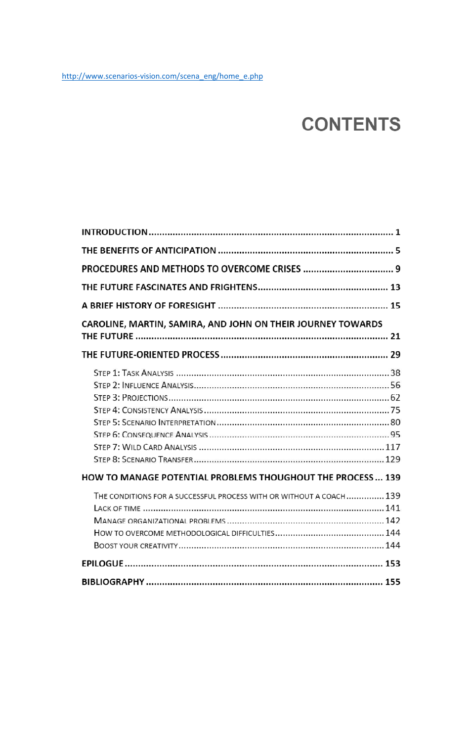http://www.scenarios-vision.com/scena_eng/home_e.php

# CONTENTS

**INTRODUCTION** ........ 1

**THE BENEFITS OF ANTICIPATION** ........ 5

**PROCEDURES AND METHODS TO OVERCOME CRISES** ........ 9

**THE FUTURE FASCINATES AND FRIGHTENS** ........ 13

**A BRIEF HISTORY OF FORESIGHT** ........ 15

**CAROLINE, MARTIN, SAMIRA, AND JOHN ON THEIR JOURNEY TOWARDS THE FUTURE** ........ 21

**THE FUTURE-ORIENTED PROCESS** ........ 29

- Step 1: Task Analysis ........ 38
- Step 2: Influence Analysis ........ 56
- Step 3: Projections ........ 62
- Step 4: Consistency Analysis ........ 75
- Step 5: Scenario Interpretation ........ 80
- Step 6: Consequence Analysis ........ 95
- Step 7: Wild Card Analysis ........ 117
- Step 8: Scenario Transfer ........ 129

**HOW TO MANAGE POTENTIAL PROBLEMS THOUGHOUT THE PROCESS** ... 139

- The conditions for a successful process with or without a coach ........ 139
- Lack of time ........ 141
- Manage organizational problems ........ 142
- How to overcome methodological difficulties ........ 144
- Boost your creativity ........ 144

**EPILOGUE** ........ 153

**BIBLIOGRAPHY** ........ 155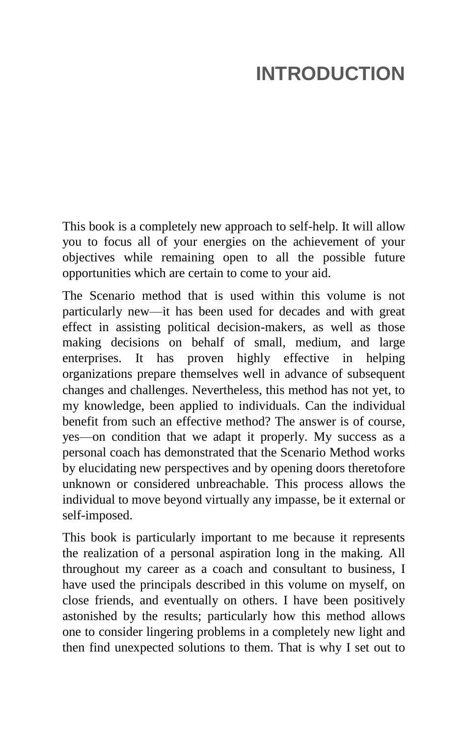# INTRODUCTION

This book is a completely new approach to self-help. It will allow you to focus all of your energies on the achievement of your objectives while remaining open to all the possible future opportunities which are certain to come to your aid.

The Scenario method that is used within this volume is not particularly new—it has been used for decades and with great effect in assisting political decision-makers, as well as those making decisions on behalf of small, medium, and large enterprises. It has proven highly effective in helping organizations prepare themselves well in advance of subsequent changes and challenges. Nevertheless, this method has not yet, to my knowledge, been applied to individuals. Can the individual benefit from such an effective method? The answer is of course, yes—on condition that we adapt it properly. My success as a personal coach has demonstrated that the Scenario Method works by elucidating new perspectives and by opening doors theretofore unknown or considered unbreachable. This process allows the individual to move beyond virtually any impasse, be it external or self-imposed.

This book is particularly important to me because it represents the realization of a personal aspiration long in the making. All throughout my career as a coach and consultant to business, I have used the principals described in this volume on myself, on close friends, and eventually on others. I have been positively astonished by the results; particularly how this method allows one to consider lingering problems in a completely new light and then find unexpected solutions to them. That is why I set out to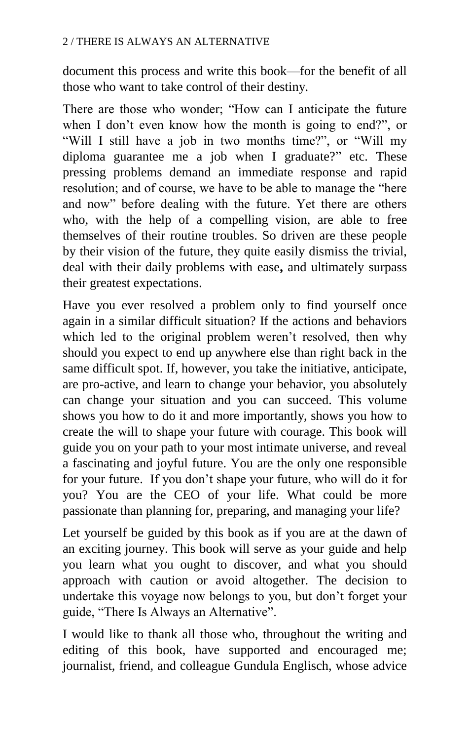document this process and write this book—for the benefit of all those who want to take control of their destiny.

There are those who wonder; "How can I anticipate the future when I don't even know how the month is going to end?", or "Will I still have a job in two months time?", or "Will my diploma guarantee me a job when I graduate?" etc. These pressing problems demand an immediate response and rapid resolution; and of course, we have to be able to manage the "here and now" before dealing with the future. Yet there are others who, with the help of a compelling vision, are able to free themselves of their routine troubles. So driven are these people by their vision of the future, they quite easily dismiss the trivial, deal with their daily problems with ease**,** and ultimately surpass their greatest expectations.

Have you ever resolved a problem only to find yourself once again in a similar difficult situation? If the actions and behaviors which led to the original problem weren't resolved, then why should you expect to end up anywhere else than right back in the same difficult spot. If, however, you take the initiative, anticipate, are pro-active, and learn to change your behavior, you absolutely can change your situation and you can succeed. This volume shows you how to do it and more importantly, shows you how to create the will to shape your future with courage. This book will guide you on your path to your most intimate universe, and reveal a fascinating and joyful future. You are the only one responsible for your future. If you don't shape your future, who will do it for you? You are the CEO of your life. What could be more passionate than planning for, preparing, and managing your life?

Let yourself be guided by this book as if you are at the dawn of an exciting journey. This book will serve as your guide and help you learn what you ought to discover, and what you should approach with caution or avoid altogether. The decision to undertake this voyage now belongs to you, but don't forget your guide, "There Is Always an Alternative".

I would like to thank all those who, throughout the writing and editing of this book, have supported and encouraged me; journalist, friend, and colleague Gundula Englisch, whose advice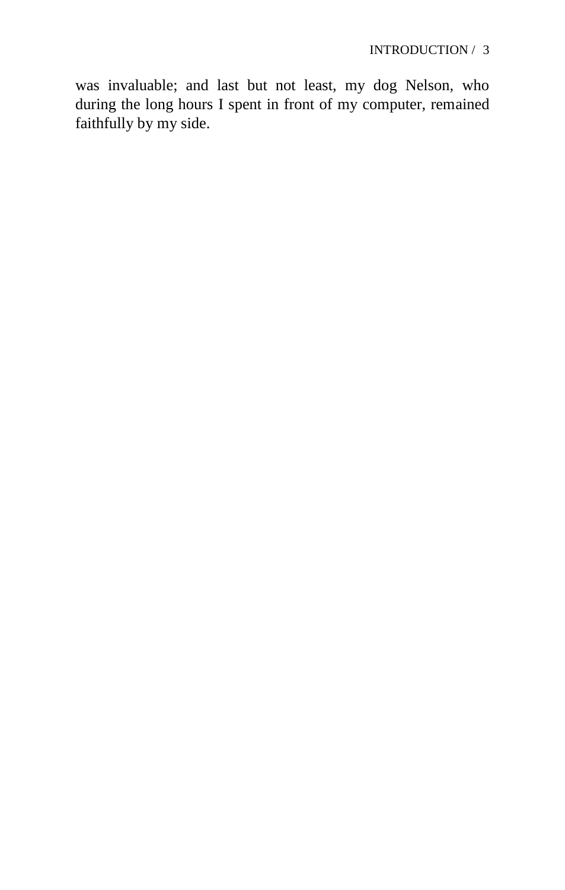was invaluable; and last but not least, my dog Nelson, who during the long hours I spent in front of my computer, remained faithfully by my side.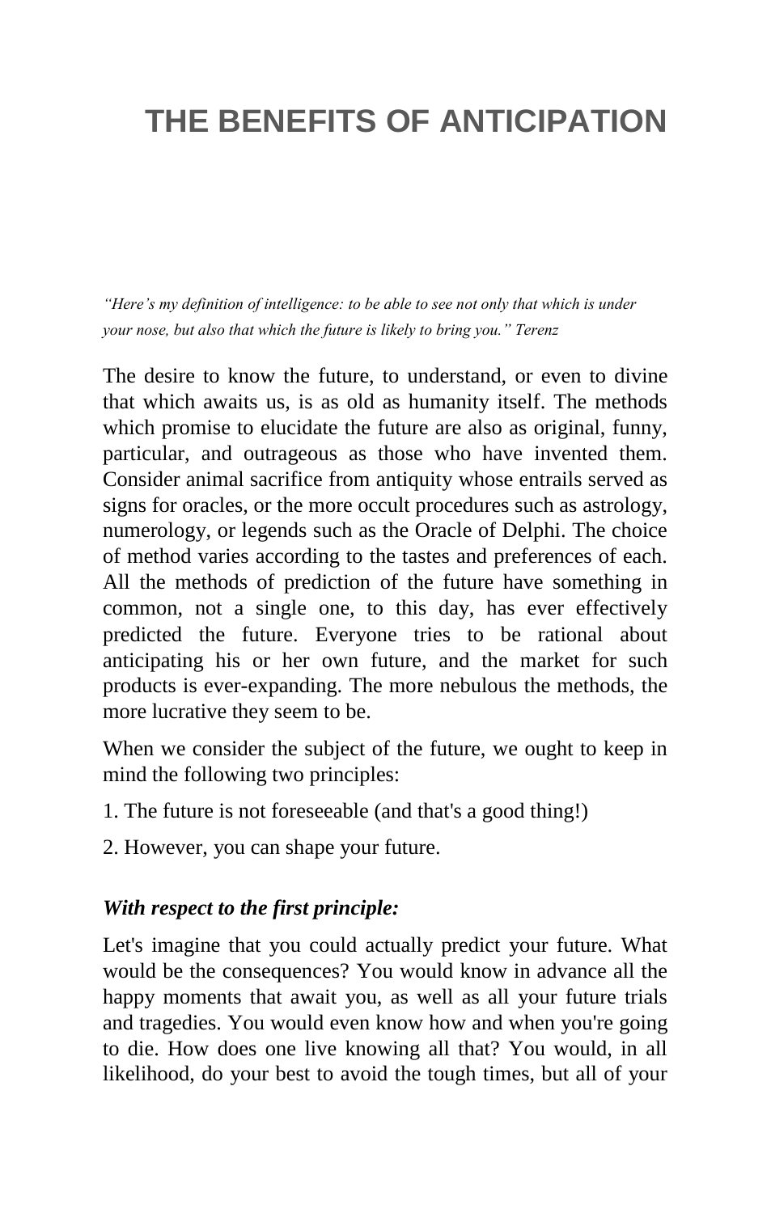# THE BENEFITS OF ANTICIPATION

*“Here’s my definition of intelligence: to be able to see not only that which is under your nose, but also that which the future is likely to bring you.” Terenz*

The desire to know the future, to understand, or even to divine that which awaits us, is as old as humanity itself. The methods which promise to elucidate the future are also as original, funny, particular, and outrageous as those who have invented them. Consider animal sacrifice from antiquity whose entrails served as signs for oracles, or the more occult procedures such as astrology, numerology, or legends such as the Oracle of Delphi. The choice of method varies according to the tastes and preferences of each. All the methods of prediction of the future have something in common, not a single one, to this day, has ever effectively predicted the future. Everyone tries to be rational about anticipating his or her own future, and the market for such products is ever-expanding. The more nebulous the methods, the more lucrative they seem to be.

When we consider the subject of the future, we ought to keep in mind the following two principles:

1. The future is not foreseeable (and that's a good thing!)

2. However, you can shape your future.

***With respect to the first principle:***

Let's imagine that you could actually predict your future. What would be the consequences? You would know in advance all the happy moments that await you, as well as all your future trials and tragedies. You would even know how and when you're going to die. How does one live knowing all that? You would, in all likelihood, do your best to avoid the tough times, but all of your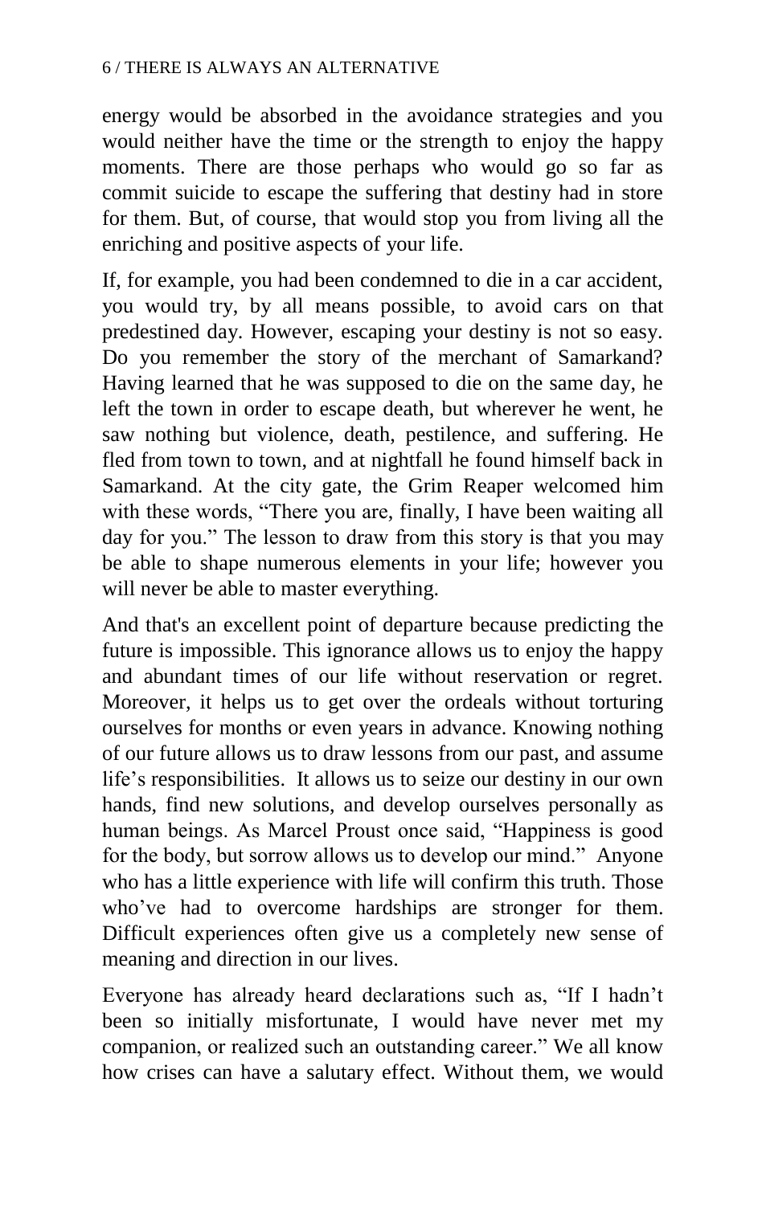energy would be absorbed in the avoidance strategies and you would neither have the time or the strength to enjoy the happy moments. There are those perhaps who would go so far as commit suicide to escape the suffering that destiny had in store for them. But, of course, that would stop you from living all the enriching and positive aspects of your life.

If, for example, you had been condemned to die in a car accident, you would try, by all means possible, to avoid cars on that predestined day. However, escaping your destiny is not so easy. Do you remember the story of the merchant of Samarkand? Having learned that he was supposed to die on the same day, he left the town in order to escape death, but wherever he went, he saw nothing but violence, death, pestilence, and suffering. He fled from town to town, and at nightfall he found himself back in Samarkand. At the city gate, the Grim Reaper welcomed him with these words, “There you are, finally, I have been waiting all day for you.” The lesson to draw from this story is that you may be able to shape numerous elements in your life; however you will never be able to master everything.

And that's an excellent point of departure because predicting the future is impossible. This ignorance allows us to enjoy the happy and abundant times of our life without reservation or regret. Moreover, it helps us to get over the ordeals without torturing ourselves for months or even years in advance. Knowing nothing of our future allows us to draw lessons from our past, and assume life’s responsibilities. It allows us to seize our destiny in our own hands, find new solutions, and develop ourselves personally as human beings. As Marcel Proust once said, “Happiness is good for the body, but sorrow allows us to develop our mind.” Anyone who has a little experience with life will confirm this truth. Those who’ve had to overcome hardships are stronger for them. Difficult experiences often give us a completely new sense of meaning and direction in our lives.

Everyone has already heard declarations such as, “If I hadn’t been so initially misfortunate, I would have never met my companion, or realized such an outstanding career.” We all know how crises can have a salutary effect. Without them, we would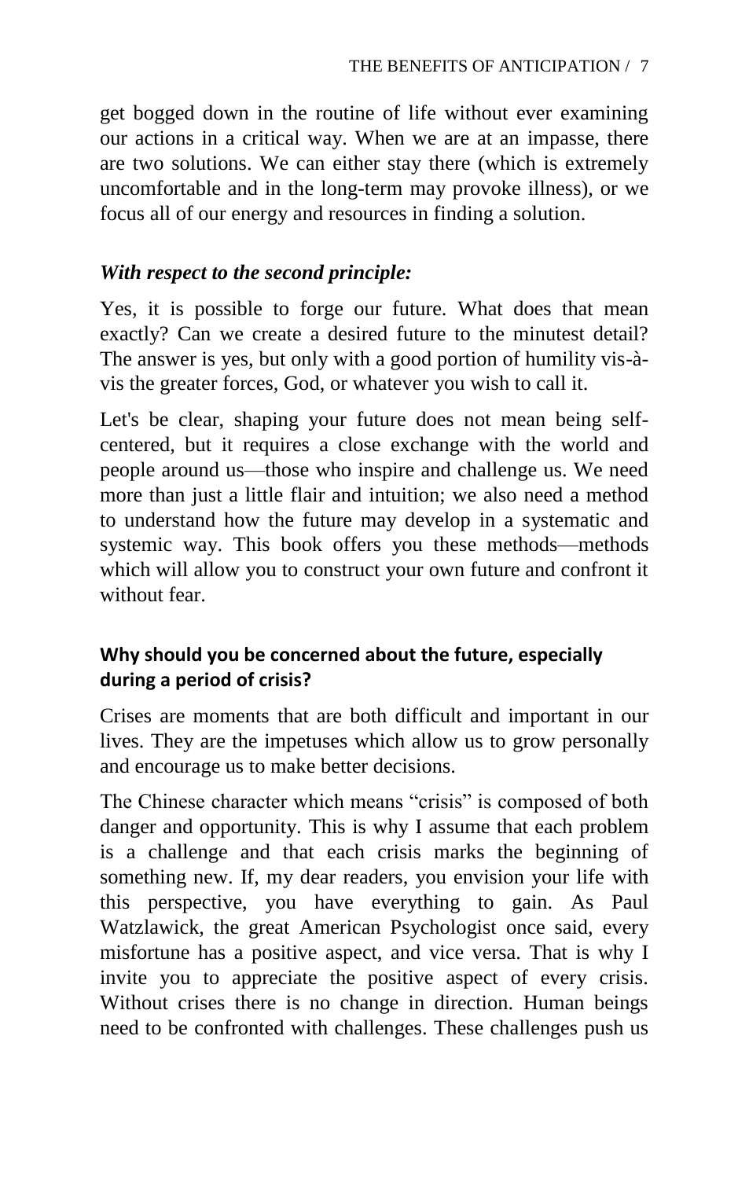get bogged down in the routine of life without ever examining our actions in a critical way. When we are at an impasse, there are two solutions. We can either stay there (which is extremely uncomfortable and in the long-term may provoke illness), or we focus all of our energy and resources in finding a solution.

***With respect to the second principle:***

Yes, it is possible to forge our future. What does that mean exactly? Can we create a desired future to the minutest detail? The answer is yes, but only with a good portion of humility vis-à-vis the greater forces, God, or whatever you wish to call it.

Let's be clear, shaping your future does not mean being self-centered, but it requires a close exchange with the world and people around us—those who inspire and challenge us. We need more than just a little flair and intuition; we also need a method to understand how the future may develop in a systematic and systemic way. This book offers you these methods—methods which will allow you to construct your own future and confront it without fear.

**Why should you be concerned about the future, especially during a period of crisis?**

Crises are moments that are both difficult and important in our lives. They are the impetuses which allow us to grow personally and encourage us to make better decisions.

The Chinese character which means "crisis" is composed of both danger and opportunity. This is why I assume that each problem is a challenge and that each crisis marks the beginning of something new. If, my dear readers, you envision your life with this perspective, you have everything to gain. As Paul Watzlawick, the great American Psychologist once said, every misfortune has a positive aspect, and vice versa. That is why I invite you to appreciate the positive aspect of every crisis. Without crises there is no change in direction. Human beings need to be confronted with challenges. These challenges push us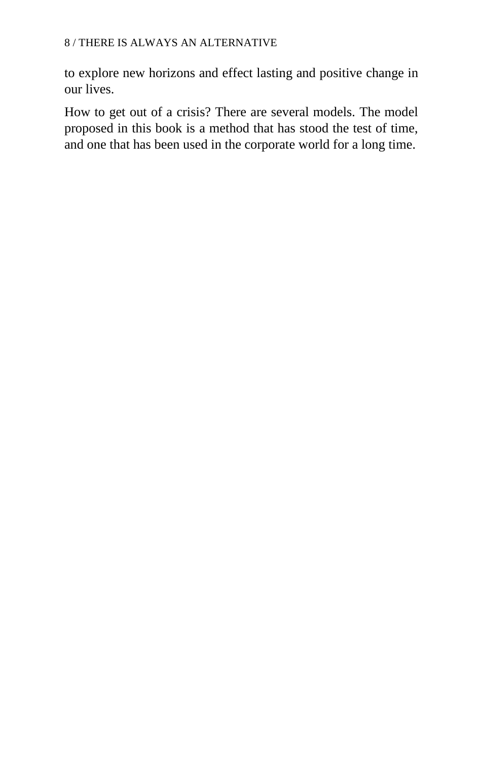to explore new horizons and effect lasting and positive change in our lives.

How to get out of a crisis? There are several models. The model proposed in this book is a method that has stood the test of time, and one that has been used in the corporate world for a long time.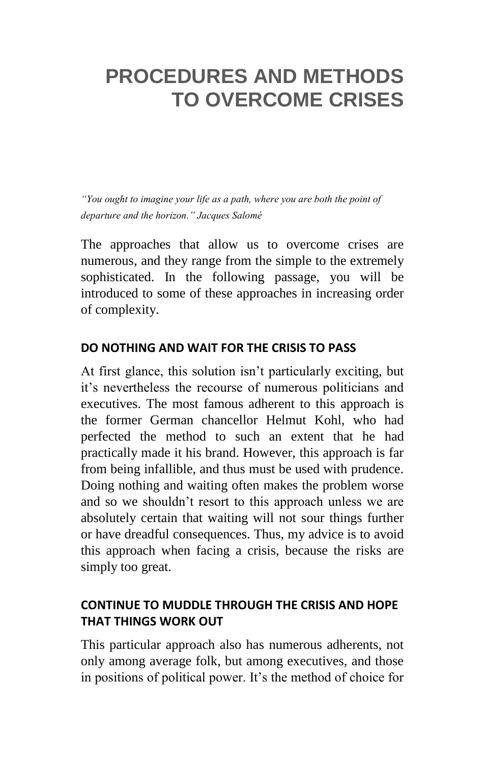# PROCEDURES AND METHODS TO OVERCOME CRISES

*"You ought to imagine your life as a path, where you are both the point of departure and the horizon." Jacques Salomé*

The approaches that allow us to overcome crises are numerous, and they range from the simple to the extremely sophisticated. In the following passage, you will be introduced to some of these approaches in increasing order of complexity.

### DO NOTHING AND WAIT FOR THE CRISIS TO PASS

At first glance, this solution isn't particularly exciting, but it's nevertheless the recourse of numerous politicians and executives. The most famous adherent to this approach is the former German chancellor Helmut Kohl, who had perfected the method to such an extent that he had practically made it his brand. However, this approach is far from being infallible, and thus must be used with prudence. Doing nothing and waiting often makes the problem worse and so we shouldn't resort to this approach unless we are absolutely certain that waiting will not sour things further or have dreadful consequences. Thus, my advice is to avoid this approach when facing a crisis, because the risks are simply too great.

### CONTINUE TO MUDDLE THROUGH THE CRISIS AND HOPE THAT THINGS WORK OUT

This particular approach also has numerous adherents, not only among average folk, but among executives, and those in positions of political power. It's the method of choice for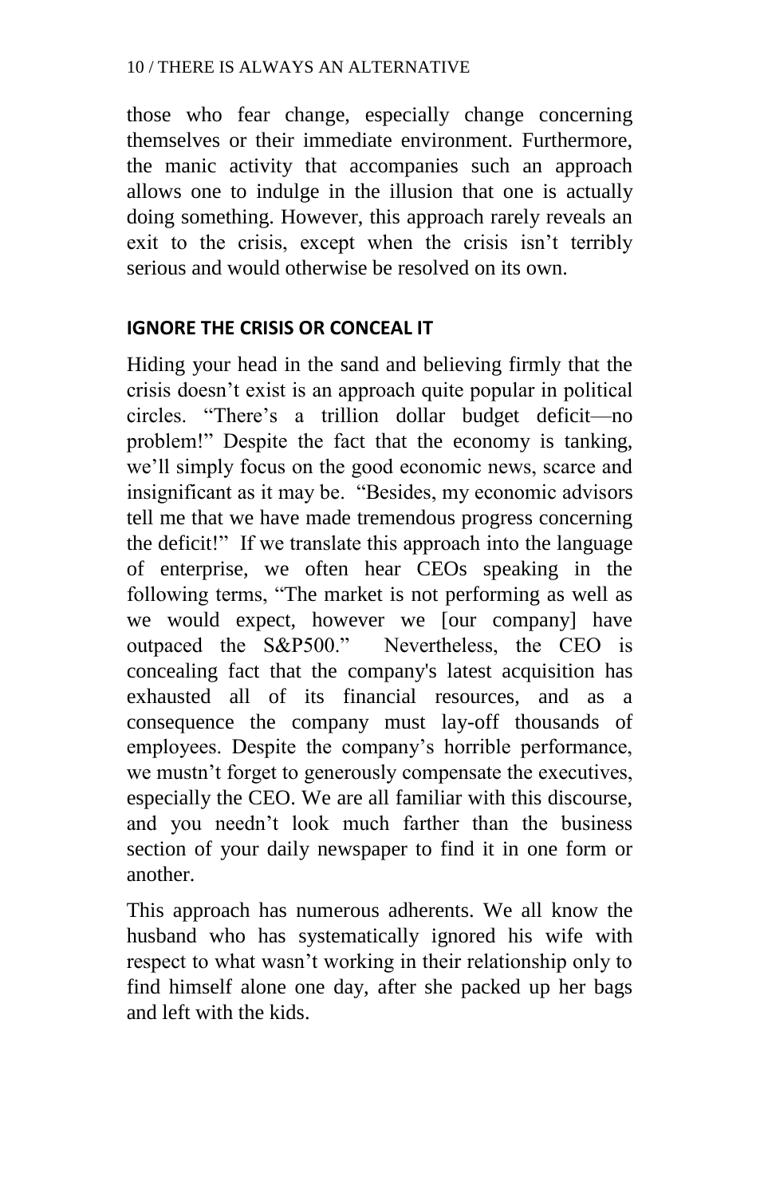those who fear change, especially change concerning themselves or their immediate environment. Furthermore, the manic activity that accompanies such an approach allows one to indulge in the illusion that one is actually doing something. However, this approach rarely reveals an exit to the crisis, except when the crisis isn't terribly serious and would otherwise be resolved on its own.

## IGNORE THE CRISIS OR CONCEAL IT

Hiding your head in the sand and believing firmly that the crisis doesn't exist is an approach quite popular in political circles. "There's a trillion dollar budget deficit—no problem!" Despite the fact that the economy is tanking, we'll simply focus on the good economic news, scarce and insignificant as it may be. "Besides, my economic advisors tell me that we have made tremendous progress concerning the deficit!" If we translate this approach into the language of enterprise, we often hear CEOs speaking in the following terms, "The market is not performing as well as we would expect, however we [our company] have outpaced the S&P500." Nevertheless, the CEO is concealing fact that the company's latest acquisition has exhausted all of its financial resources, and as a consequence the company must lay-off thousands of employees. Despite the company's horrible performance, we mustn't forget to generously compensate the executives, especially the CEO. We are all familiar with this discourse, and you needn't look much farther than the business section of your daily newspaper to find it in one form or another.

This approach has numerous adherents. We all know the husband who has systematically ignored his wife with respect to what wasn't working in their relationship only to find himself alone one day, after she packed up her bags and left with the kids.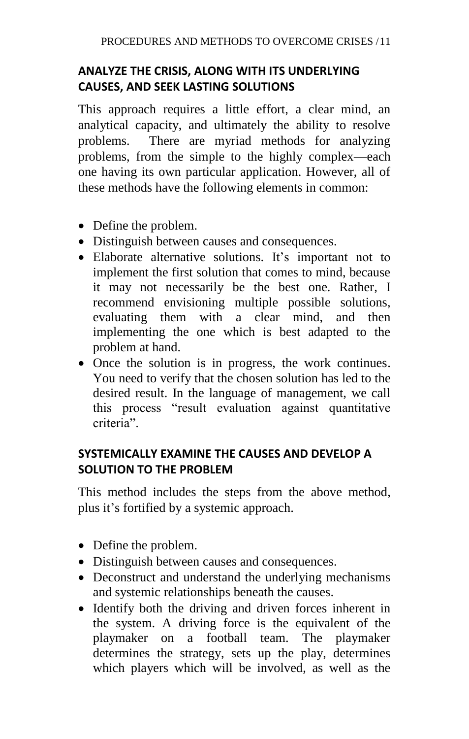## ANALYZE THE CRISIS, ALONG WITH ITS UNDERLYING CAUSES, AND SEEK LASTING SOLUTIONS

This approach requires a little effort, a clear mind, an analytical capacity, and ultimately the ability to resolve problems. There are myriad methods for analyzing problems, from the simple to the highly complex—each one having its own particular application. However, all of these methods have the following elements in common:

- Define the problem.
- Distinguish between causes and consequences.
- Elaborate alternative solutions. It's important not to implement the first solution that comes to mind, because it may not necessarily be the best one. Rather, I recommend envisioning multiple possible solutions, evaluating them with a clear mind, and then implementing the one which is best adapted to the problem at hand.
- Once the solution is in progress, the work continues. You need to verify that the chosen solution has led to the desired result. In the language of management, we call this process "result evaluation against quantitative criteria".

## SYSTEMICALLY EXAMINE THE CAUSES AND DEVELOP A SOLUTION TO THE PROBLEM

This method includes the steps from the above method, plus it's fortified by a systemic approach.

- Define the problem.
- Distinguish between causes and consequences.
- Deconstruct and understand the underlying mechanisms and systemic relationships beneath the causes.
- Identify both the driving and driven forces inherent in the system. A driving force is the equivalent of the playmaker on a football team. The playmaker determines the strategy, sets up the play, determines which players which will be involved, as well as the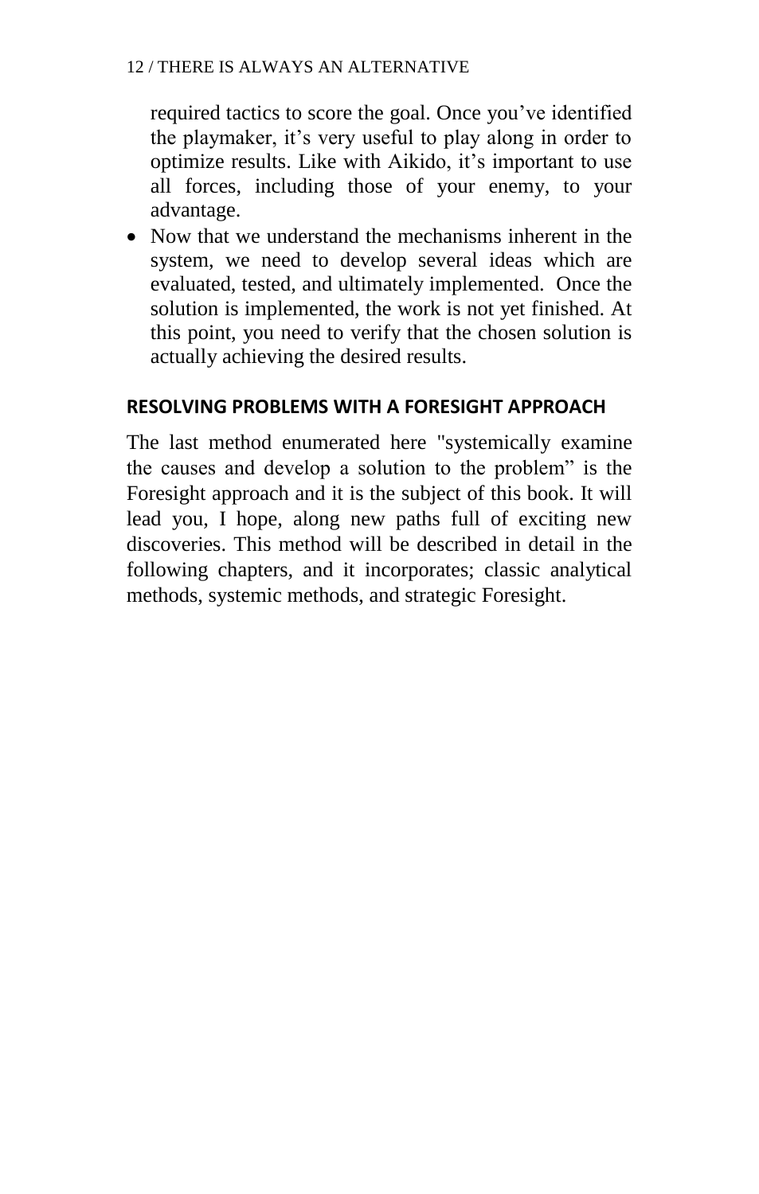required tactics to score the goal. Once you've identified the playmaker, it's very useful to play along in order to optimize results. Like with Aikido, it's important to use all forces, including those of your enemy, to your advantage.

- Now that we understand the mechanisms inherent in the system, we need to develop several ideas which are evaluated, tested, and ultimately implemented. Once the solution is implemented, the work is not yet finished. At this point, you need to verify that the chosen solution is actually achieving the desired results.

## RESOLVING PROBLEMS WITH A FORESIGHT APPROACH

The last method enumerated here "systemically examine the causes and develop a solution to the problem" is the Foresight approach and it is the subject of this book. It will lead you, I hope, along new paths full of exciting new discoveries. This method will be described in detail in the following chapters, and it incorporates; classic analytical methods, systemic methods, and strategic Foresight.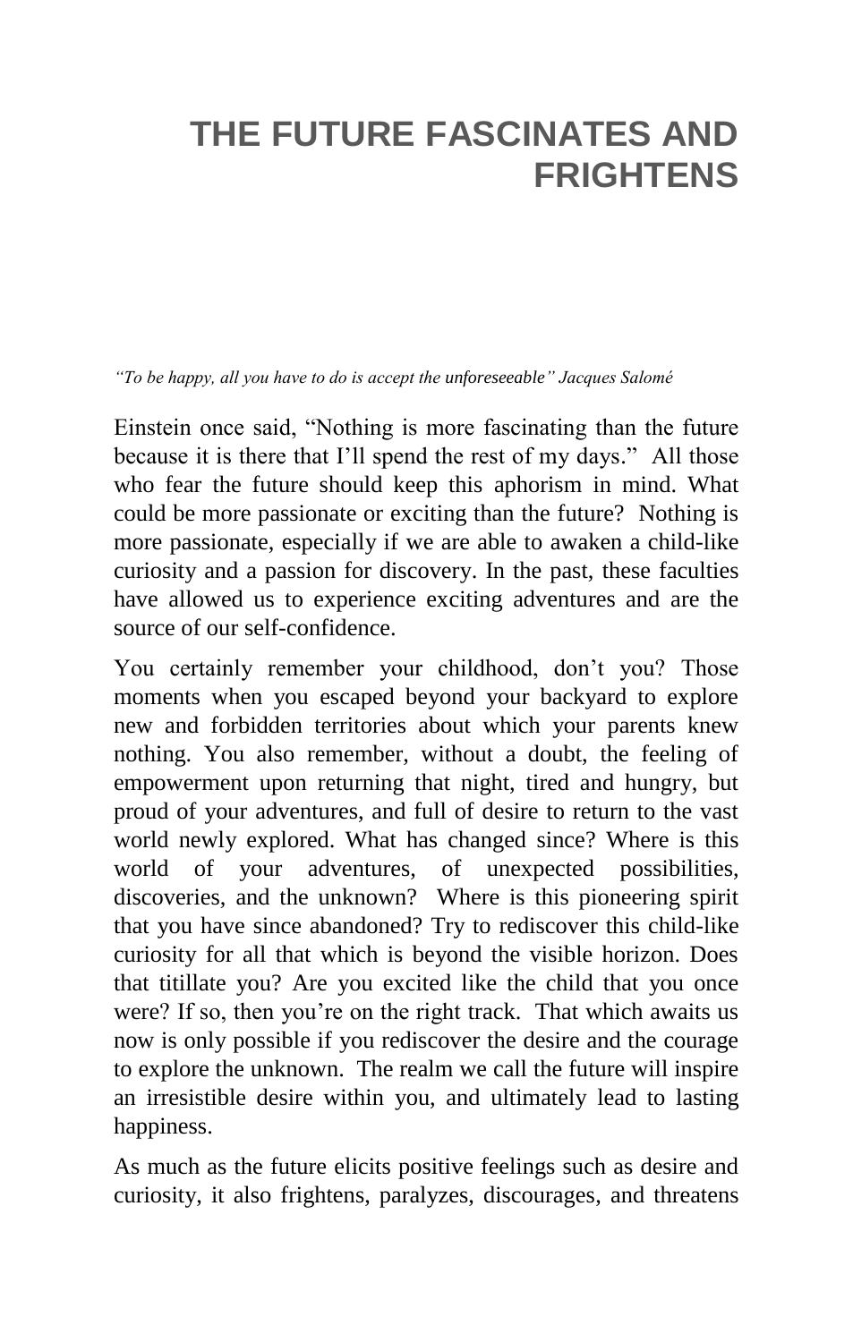# THE FUTURE FASCINATES AND FRIGHTENS

*"To be happy, all you have to do is accept the unforeseeable" Jacques Salomé*

Einstein once said, "Nothing is more fascinating than the future because it is there that I'll spend the rest of my days." All those who fear the future should keep this aphorism in mind. What could be more passionate or exciting than the future? Nothing is more passionate, especially if we are able to awaken a child-like curiosity and a passion for discovery. In the past, these faculties have allowed us to experience exciting adventures and are the source of our self-confidence.

You certainly remember your childhood, don't you? Those moments when you escaped beyond your backyard to explore new and forbidden territories about which your parents knew nothing. You also remember, without a doubt, the feeling of empowerment upon returning that night, tired and hungry, but proud of your adventures, and full of desire to return to the vast world newly explored. What has changed since? Where is this world of your adventures, of unexpected possibilities, discoveries, and the unknown? Where is this pioneering spirit that you have since abandoned? Try to rediscover this child-like curiosity for all that which is beyond the visible horizon. Does that titillate you? Are you excited like the child that you once were? If so, then you're on the right track. That which awaits us now is only possible if you rediscover the desire and the courage to explore the unknown. The realm we call the future will inspire an irresistible desire within you, and ultimately lead to lasting happiness.

As much as the future elicits positive feelings such as desire and curiosity, it also frightens, paralyzes, discourages, and threatens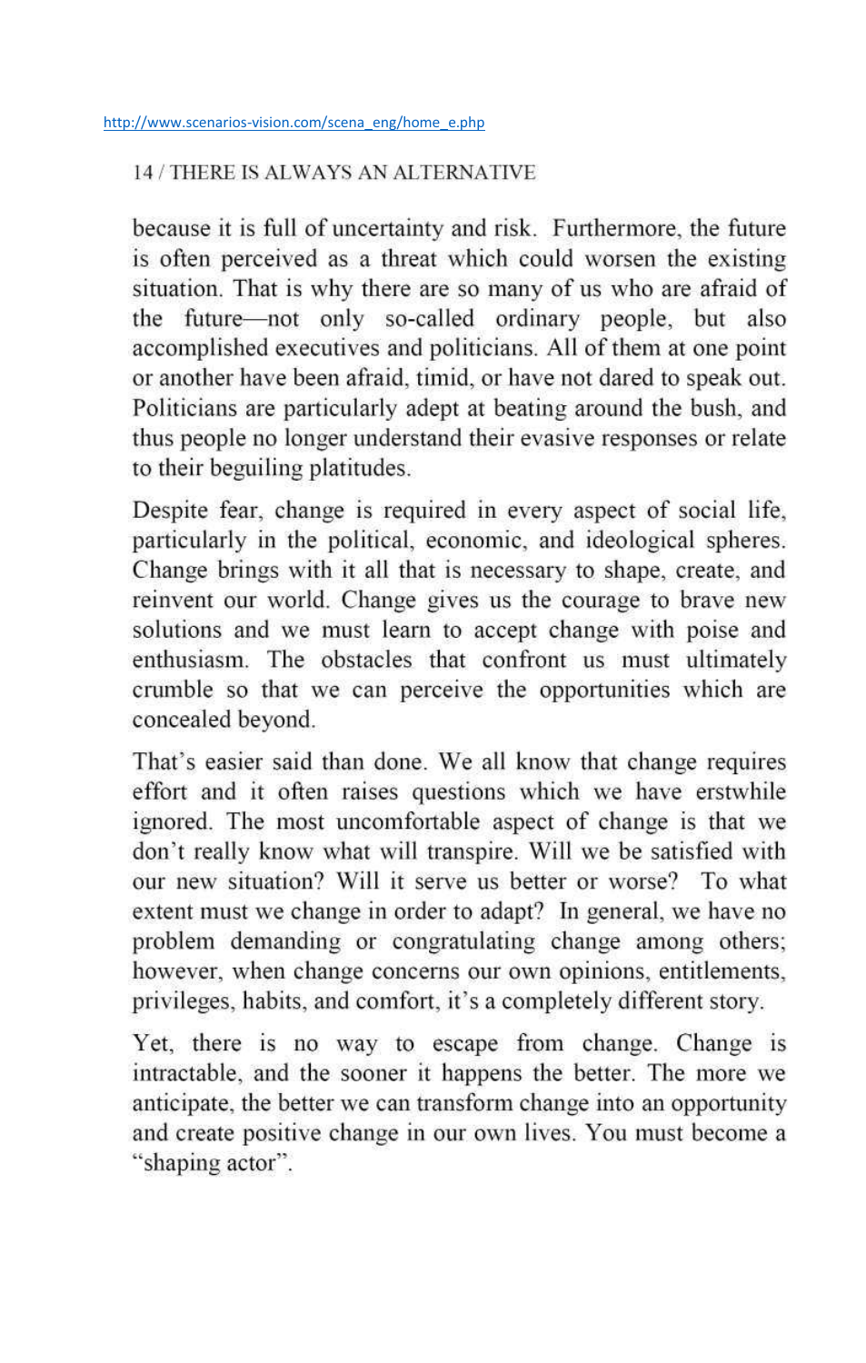http://www.scenarios-vision.com/scena_eng/home_e.php

because it is full of uncertainty and risk. Furthermore, the future is often perceived as a threat which could worsen the existing situation. That is why there are so many of us who are afraid of the future—not only so-called ordinary people, but also accomplished executives and politicians. All of them at one point or another have been afraid, timid, or have not dared to speak out. Politicians are particularly adept at beating around the bush, and thus people no longer understand their evasive responses or relate to their beguiling platitudes.

Despite fear, change is required in every aspect of social life, particularly in the political, economic, and ideological spheres. Change brings with it all that is necessary to shape, create, and reinvent our world. Change gives us the courage to brave new solutions and we must learn to accept change with poise and enthusiasm. The obstacles that confront us must ultimately crumble so that we can perceive the opportunities which are concealed beyond.

That's easier said than done. We all know that change requires effort and it often raises questions which we have erstwhile ignored. The most uncomfortable aspect of change is that we don't really know what will transpire. Will we be satisfied with our new situation? Will it serve us better or worse? To what extent must we change in order to adapt? In general, we have no problem demanding or congratulating change among others; however, when change concerns our own opinions, entitlements, privileges, habits, and comfort, it's a completely different story.

Yet, there is no way to escape from change. Change is intractable, and the sooner it happens the better. The more we anticipate, the better we can transform change into an opportunity and create positive change in our own lives. You must become a "shaping actor".